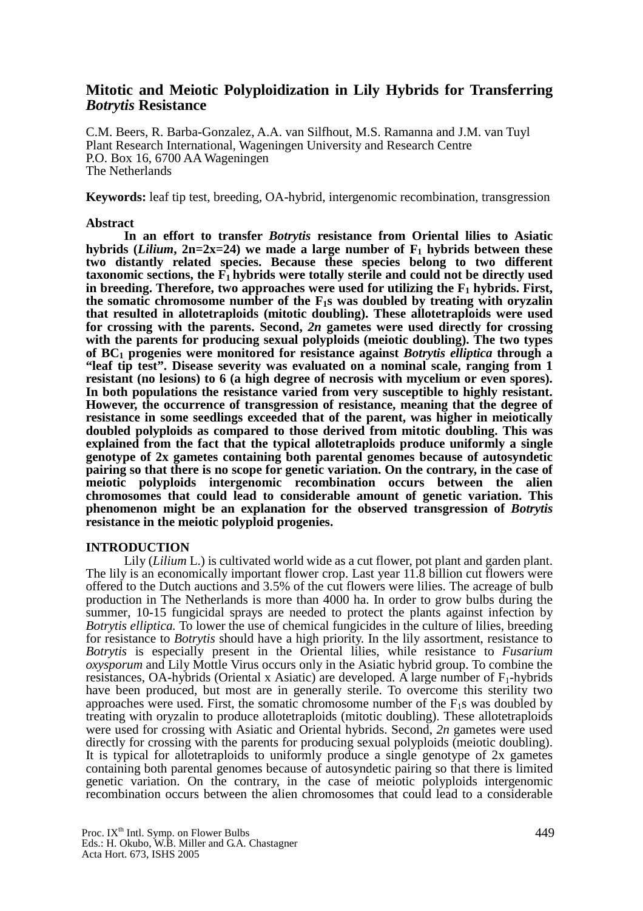# Mitotic and Meiotic Polyploidization in Lily Hybrids for Transferring *Botrytis* Resistance

C.M. Beers, R. Barba-Gonzalez, A.A. van Silfhout, M.S. Ramanna and J.M. van Tuyl
Plant Research International, Wageningen University and Research Centre
P.O. Box 16, 6700 AA Wageningen
The Netherlands

**Keywords:** leaf tip test, breeding, OA-hybrid, intergenomic recombination, transgression

## Abstract

**In an effort to transfer *Botrytis* resistance from Oriental lilies to Asiatic hybrids (*Lilium*, 2n=2x=24) we made a large number of $F_1$ hybrids between these two distantly related species. Because these species belong to two different taxonomic sections, the $F_1$ hybrids were totally sterile and could not be directly used in breeding. Therefore, two approaches were used for utilizing the $F_1$ hybrids. First, the somatic chromosome number of the $F_1$s was doubled by treating with oryzalin that resulted in allotetraploids (mitotic doubling). These allotetraploids were used for crossing with the parents. Second, *2n* gametes were used directly for crossing with the parents for producing sexual polyploids (meiotic doubling). The two types of $BC_1$ progenies were monitored for resistance against *Botrytis elliptica* through a "leaf tip test". Disease severity was evaluated on a nominal scale, ranging from 1 resistant (no lesions) to 6 (a high degree of necrosis with mycelium or even spores). In both populations the resistance varied from very susceptible to highly resistant. However, the occurrence of transgression of resistance, meaning that the degree of resistance in some seedlings exceeded that of the parent, was higher in meiotically doubled polyploids as compared to those derived from mitotic doubling. This was explained from the fact that the typical allotetraploids produce uniformly a single genotype of 2x gametes containing both parental genomes because of autosyndetic pairing so that there is no scope for genetic variation. On the contrary, in the case of meiotic polyploids intergenomic recombination occurs between the alien chromosomes that could lead to considerable amount of genetic variation. This phenomenon might be an explanation for the observed transgression of *Botrytis* resistance in the meiotic polyploid progenies.**

## INTRODUCTION

Lily (*Lilium* L.) is cultivated world wide as a cut flower, pot plant and garden plant. The lily is an economically important flower crop. Last year 11.8 billion cut flowers were offered to the Dutch auctions and 3.5% of the cut flowers were lilies. The acreage of bulb production in The Netherlands is more than 4000 ha. In order to grow bulbs during the summer, 10-15 fungicidal sprays are needed to protect the plants against infection by *Botrytis elliptica.* To lower the use of chemical fungicides in the culture of lilies, breeding for resistance to *Botrytis* should have a high priority. In the lily assortment, resistance to *Botrytis* is especially present in the Oriental lilies, while resistance to *Fusarium oxysporum* and Lily Mottle Virus occurs only in the Asiatic hybrid group. To combine the resistances, OA-hybrids (Oriental x Asiatic) are developed. A large number of $F_1$-hybrids have been produced, but most are in generally sterile. To overcome this sterility two approaches were used. First, the somatic chromosome number of the $F_1$s was doubled by treating with oryzalin to produce allotetraploids (mitotic doubling). These allotetraploids were used for crossing with Asiatic and Oriental hybrids. Second, *2n* gametes were used directly for crossing with the parents for producing sexual polyploids (meiotic doubling). It is typical for allotetraploids to uniformly produce a single genotype of 2x gametes containing both parental genomes because of autosyndetic pairing so that there is limited genetic variation. On the contrary, in the case of meiotic polyploids intergenomic recombination occurs between the alien chromosomes that could lead to a considerable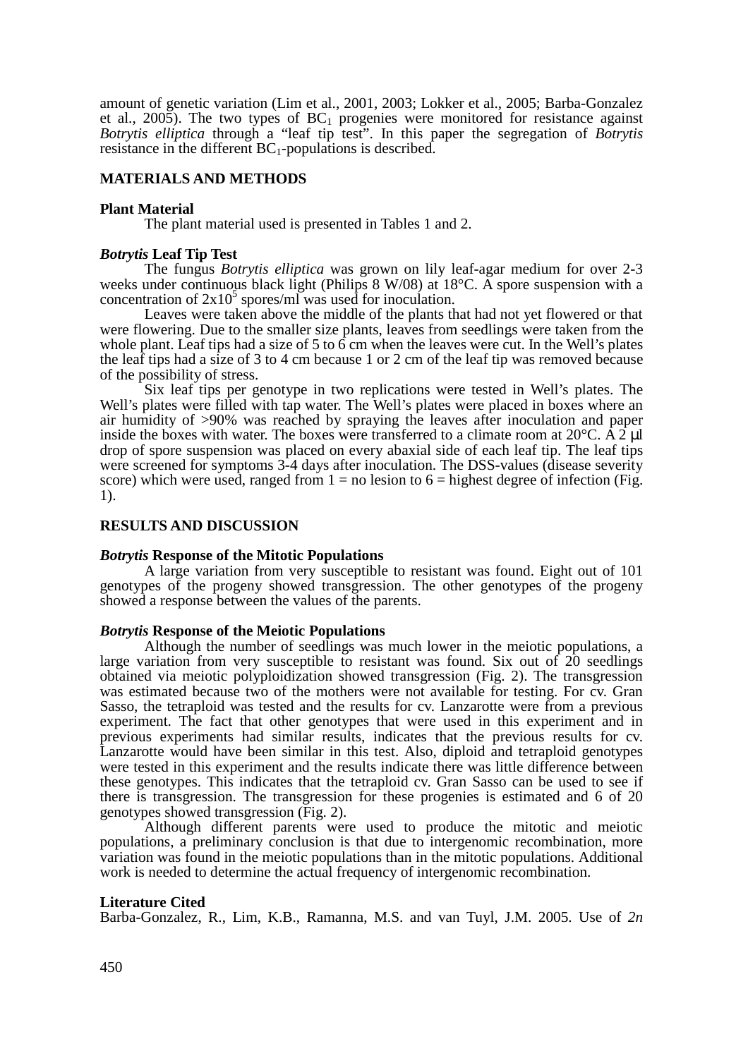amount of genetic variation (Lim et al., 2001, 2003; Lokker et al., 2005; Barba-Gonzalez et al., 2005). The two types of $BC_1$ progenies were monitored for resistance against *Botrytis elliptica* through a “leaf tip test”. In this paper the segregation of *Botrytis* resistance in the different $BC_1$-populations is described.

## MATERIALS AND METHODS

### Plant Material

The plant material used is presented in Tables 1 and 2.

### *Botrytis* Leaf Tip Test

The fungus *Botrytis elliptica* was grown on lily leaf-agar medium for over 2-3 weeks under continuous black light (Philips 8 W/08) at 18°C. A spore suspension with a concentration of $2x10^5$ spores/ml was used for inoculation.

Leaves were taken above the middle of the plants that had not yet flowered or that were flowering. Due to the smaller size plants, leaves from seedlings were taken from the whole plant. Leaf tips had a size of 5 to 6 cm when the leaves were cut. In the Well’s plates the leaf tips had a size of 3 to 4 cm because 1 or 2 cm of the leaf tip was removed because of the possibility of stress.

Six leaf tips per genotype in two replications were tested in Well’s plates. The Well’s plates were filled with tap water. The Well’s plates were placed in boxes where an air humidity of >90% was reached by spraying the leaves after inoculation and paper inside the boxes with water. The boxes were transferred to a climate room at 20°C. A 2 µl drop of spore suspension was placed on every abaxial side of each leaf tip. The leaf tips were screened for symptoms 3-4 days after inoculation. The DSS-values (disease severity score) which were used, ranged from 1 = no lesion to 6 = highest degree of infection (Fig. 1).

## RESULTS AND DISCUSSION

### *Botrytis* Response of the Mitotic Populations

A large variation from very susceptible to resistant was found. Eight out of 101 genotypes of the progeny showed transgression. The other genotypes of the progeny showed a response between the values of the parents.

### *Botrytis* Response of the Meiotic Populations

Although the number of seedlings was much lower in the meiotic populations, a large variation from very susceptible to resistant was found. Six out of 20 seedlings obtained via meiotic polyploidization showed transgression (Fig. 2). The transgression was estimated because two of the mothers were not available for testing. For cv. Gran Sasso, the tetraploid was tested and the results for cv. Lanzarotte were from a previous experiment. The fact that other genotypes that were used in this experiment and in previous experiments had similar results, indicates that the previous results for cv. Lanzarotte would have been similar in this test. Also, diploid and tetraploid genotypes were tested in this experiment and the results indicate there was little difference between these genotypes. This indicates that the tetraploid cv. Gran Sasso can be used to see if there is transgression. The transgression for these progenies is estimated and 6 of 20 genotypes showed transgression (Fig. 2).

Although different parents were used to produce the mitotic and meiotic populations, a preliminary conclusion is that due to intergenomic recombination, more variation was found in the meiotic populations than in the mitotic populations. Additional work is needed to determine the actual frequency of intergenomic recombination.

### Literature Cited

Barba-Gonzalez, R., Lim, K.B., Ramanna, M.S. and van Tuyl, J.M. 2005. Use of *2n*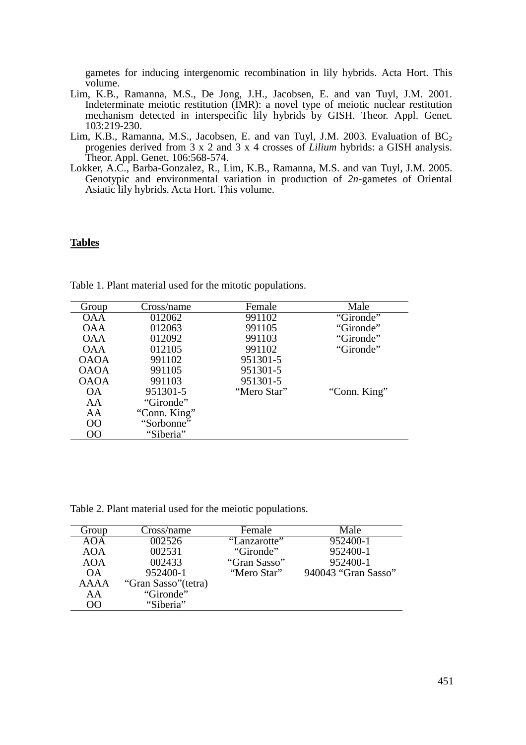gametes for inducing intergenomic recombination in lily hybrids. Acta Hort. This volume.

Lim, K.B., Ramanna, M.S., De Jong, J.H., Jacobsen, E. and van Tuyl, J.M. 2001. Indeterminate meiotic restitution (IMR): a novel type of meiotic nuclear restitution mechanism detected in interspecific lily hybrids by GISH. Theor. Appl. Genet. 103:219-230.

Lim, K.B., Ramanna, M.S., Jacobsen, E. and van Tuyl, J.M. 2003. Evaluation of $BC_2$ progenies derived from 3 x 2 and 3 x 4 crosses of *Lilium* hybrids: a GISH analysis. Theor. Appl. Genet. 106:568-574.

Lokker, A.C., Barba-Gonzalez, R., Lim, K.B., Ramanna, M.S. and van Tuyl, J.M. 2005. Genotypic and environmental variation in production of *2n*-gametes of Oriental Asiatic lily hybrids. Acta Hort. This volume.

**Tables**

Table 1. Plant material used for the mitotic populations.

| Group | Cross/name | Female | Male |
|---|---|---|---|
| OAA | 012062 | 991102 | “Gironde” |
| OAA | 012063 | 991105 | “Gironde” |
| OAA | 012092 | 991103 | “Gironde” |
| OAA | 012105 | 991102 | “Gironde” |
| OAOA | 991102 | 951301-5 | |
| OAOA | 991105 | 951301-5 | |
| OAOA | 991103 | 951301-5 | |
| OA | 951301-5 | “Mero Star” | “Conn. King” |
| AA | “Gironde” | | |
| AA | “Conn. King” | | |
| OO | “Sorbonne” | | |
| OO | “Siberia” | | |

Table 2. Plant material used for the meiotic populations.

| Group | Cross/name | Female | Male |
|---|---|---|---|
| AOA | 002526 | “Lanzarotte” | 952400-1 |
| AOA | 002531 | “Gironde” | 952400-1 |
| AOA | 002433 | “Gran Sasso” | 952400-1 |
| OA | 952400-1 | “Mero Star” | 940043 “Gran Sasso” |
| AAAA | “Gran Sasso”(tetra) | | |
| AA | “Gironde” | | |
| OO | “Siberia” | | |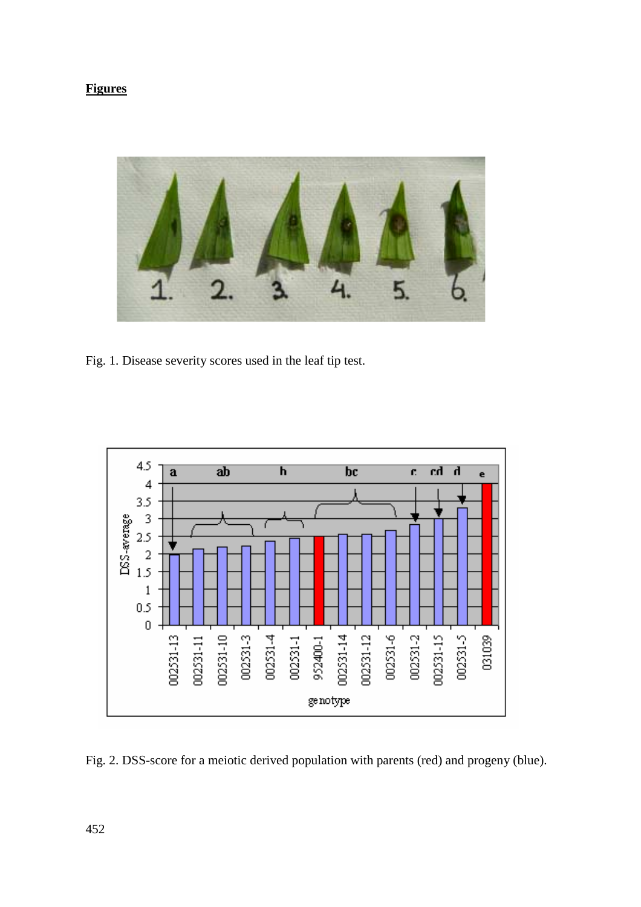**Figures**

1. 2. 3. 4. 5. 6.

Fig. 1. Disease severity scores used in the leaf tip test.

4.5
4
3.5
3
2.5
2
1.5
1
0.5
0

DSS-average

a ab b bc c cd d e

002531-13
002531-11
002531-10
002531-3
002531-4
002531-1
952400-1
002531-14
002531-12
002531-6
002531-2
002531-15
002531-5
031039

genotype

Fig. 2. DSS-score for a meiotic derived population with parents (red) and progeny (blue).